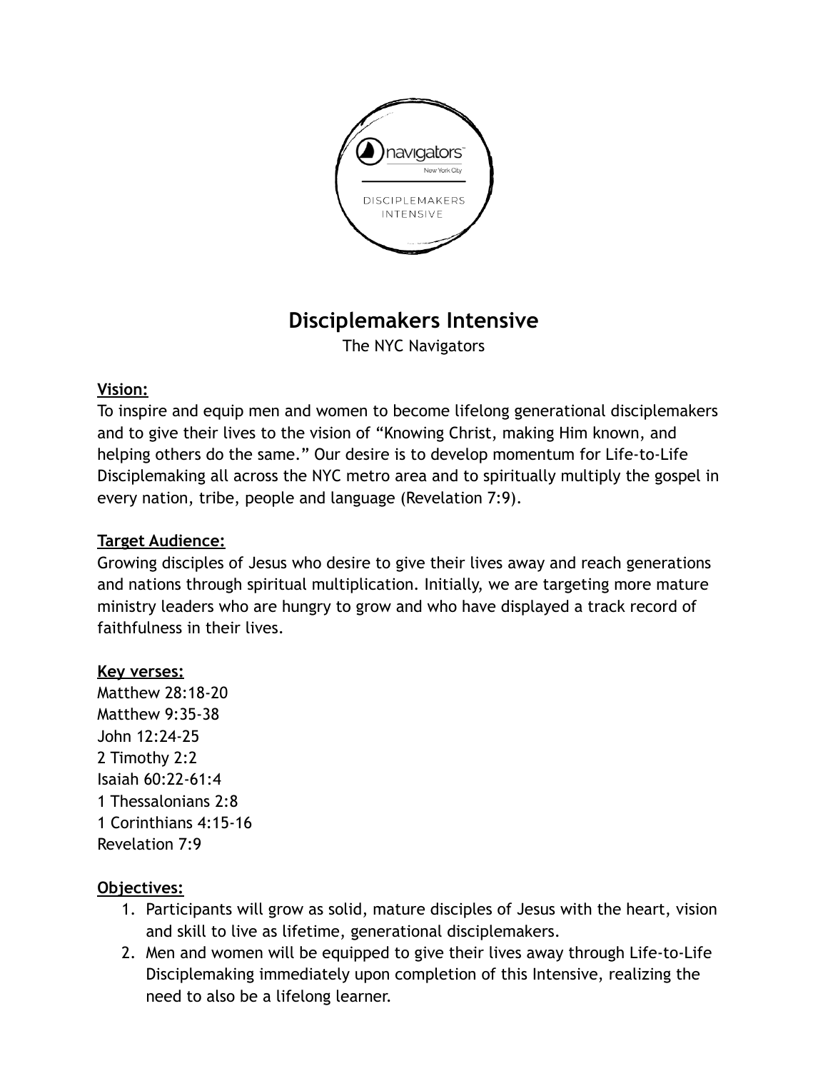# Disciplemakers Intensive

The NYC Navigators

**Vision:**

To inspire and equip men and women to become lifelong generational disciplemakers and to give their lives to the vision of "Knowing Christ, making Him known, and helping others do the same." Our desire is to develop momentum for Life-to-Life Disciplemaking all across the NYC metro area and to spiritually multiply the gospel in every nation, tribe, people and language (Revelation 7:9).

**Target Audience:**

Growing disciples of Jesus who desire to give their lives away and reach generations and nations through spiritual multiplication. Initially, we are targeting more mature ministry leaders who are hungry to grow and who have displayed a track record of faithfulness in their lives.

**Key verses:**

Matthew 28:18-20
Matthew 9:35-38
John 12:24-25
2 Timothy 2:2
Isaiah 60:22-61:4
1 Thessalonians 2:8
1 Corinthians 4:15-16
Revelation 7:9

**Objectives:**

1. Participants will grow as solid, mature disciples of Jesus with the heart, vision and skill to live as lifetime, generational disciplemakers.
2. Men and women will be equipped to give their lives away through Life-to-Life Disciplemaking immediately upon completion of this Intensive, realizing the need to also be a lifelong learner.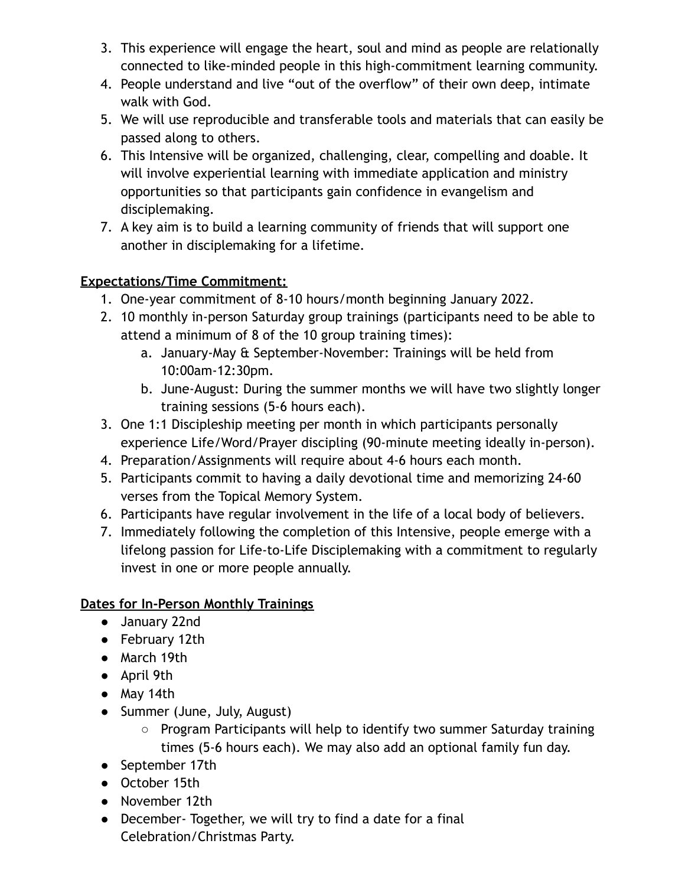3. This experience will engage the heart, soul and mind as people are relationally connected to like-minded people in this high-commitment learning community.
4. People understand and live "out of the overflow" of their own deep, intimate walk with God.
5. We will use reproducible and transferable tools and materials that can easily be passed along to others.
6. This Intensive will be organized, challenging, clear, compelling and doable. It will involve experiential learning with immediate application and ministry opportunities so that participants gain confidence in evangelism and disciplemaking.
7. A key aim is to build a learning community of friends that will support one another in disciplemaking for a lifetime.

**Expectations/Time Commitment:**

1. One-year commitment of 8-10 hours/month beginning January 2022.
2. 10 monthly in-person Saturday group trainings (participants need to be able to attend a minimum of 8 of the 10 group training times):
   a. January-May & September-November: Trainings will be held from 10:00am-12:30pm.
   b. June-August: During the summer months we will have two slightly longer training sessions (5-6 hours each).
3. One 1:1 Discipleship meeting per month in which participants personally experience Life/Word/Prayer discipling (90-minute meeting ideally in-person).
4. Preparation/Assignments will require about 4-6 hours each month.
5. Participants commit to having a daily devotional time and memorizing 24-60 verses from the Topical Memory System.
6. Participants have regular involvement in the life of a local body of believers.
7. Immediately following the completion of this Intensive, people emerge with a lifelong passion for Life-to-Life Disciplemaking with a commitment to regularly invest in one or more people annually.

**Dates for In-Person Monthly Trainings**

- January 22nd
- February 12th
- March 19th
- April 9th
- May 14th
- Summer (June, July, August)
  - Program Participants will help to identify two summer Saturday training times (5-6 hours each). We may also add an optional family fun day.
- September 17th
- October 15th
- November 12th
- December- Together, we will try to find a date for a final Celebration/Christmas Party.